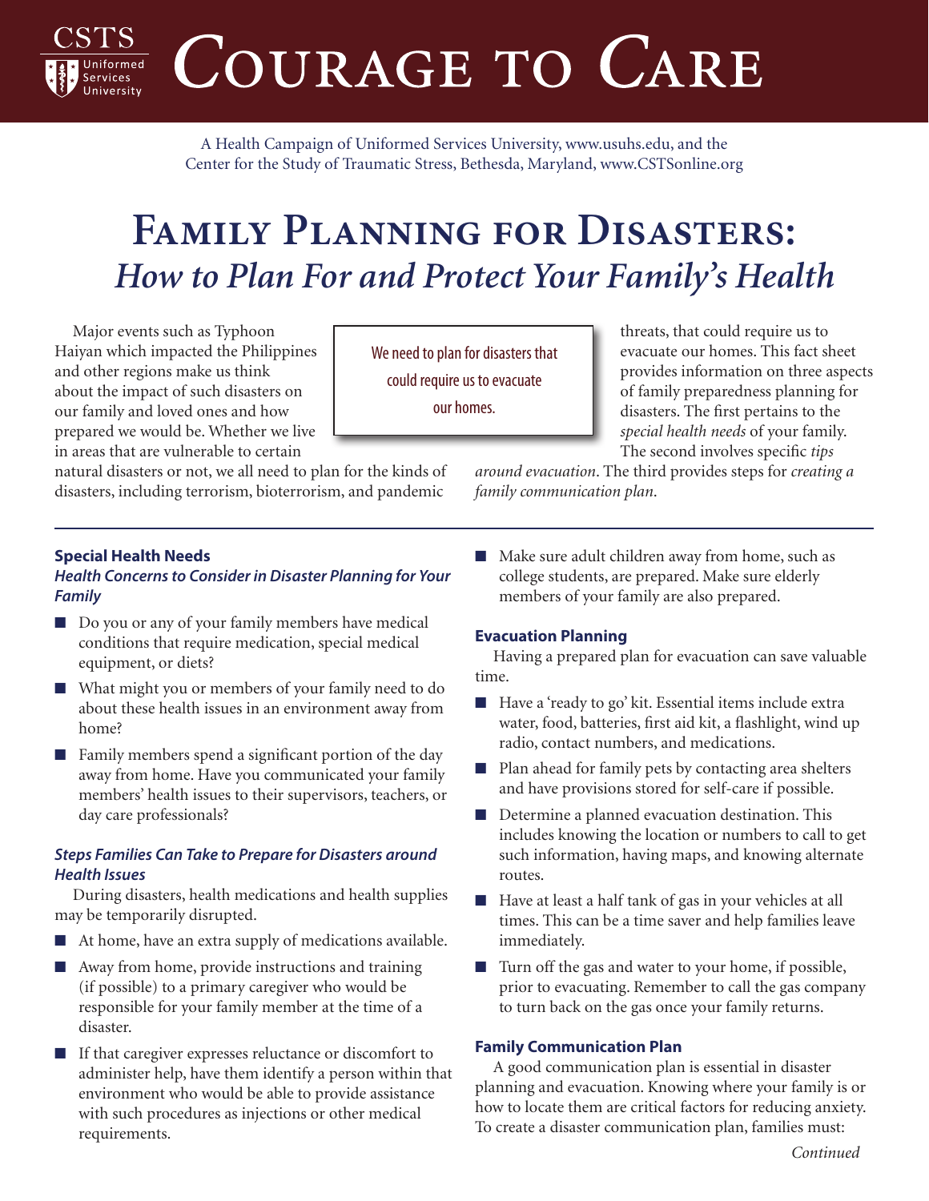# CSTS Uniformed Services University — Courage to Care

A Health Campaign of Uniformed Services University, www.usuhs.edu, and the Center for the Study of Traumatic Stress, Bethesda, Maryland, www.CSTSonline.org

# Family Planning for Disasters:
## *How to Plan For and Protect Your Family's Health*

Major events such as Typhoon Haiyan which impacted the Philippines and other regions make us think about the impact of such disasters on our family and loved ones and how prepared we would be. Whether we live in areas that are vulnerable to certain natural disasters or not, we all need to plan for the kinds of disasters, including terrorism, bioterrorism, and pandemic threats, that could require us to evacuate our homes. This fact sheet provides information on three aspects of family preparedness planning for disasters. The first pertains to the *special health needs* of your family. The second involves specific *tips around evacuation*. The third provides steps for *creating a family communication plan*.

> We need to plan for disasters that could require us to evacuate our homes.

### Special Health Needs

#### *Health Concerns to Consider in Disaster Planning for Your Family*

- Do you or any of your family members have medical conditions that require medication, special medical equipment, or diets?
- What might you or members of your family need to do about these health issues in an environment away from home?
- Family members spend a significant portion of the day away from home. Have you communicated your family members' health issues to their supervisors, teachers, or day care professionals?

#### *Steps Families Can Take to Prepare for Disasters around Health Issues*

During disasters, health medications and health supplies may be temporarily disrupted.

- At home, have an extra supply of medications available.
- Away from home, provide instructions and training (if possible) to a primary caregiver who would be responsible for your family member at the time of a disaster.
- If that caregiver expresses reluctance or discomfort to administer help, have them identify a person within that environment who would be able to provide assistance with such procedures as injections or other medical requirements.
- Make sure adult children away from home, such as college students, are prepared. Make sure elderly members of your family are also prepared.

### Evacuation Planning

Having a prepared plan for evacuation can save valuable time.

- Have a 'ready to go' kit. Essential items include extra water, food, batteries, first aid kit, a flashlight, wind up radio, contact numbers, and medications.
- Plan ahead for family pets by contacting area shelters and have provisions stored for self-care if possible.
- Determine a planned evacuation destination. This includes knowing the location or numbers to call to get such information, having maps, and knowing alternate routes.
- Have at least a half tank of gas in your vehicles at all times. This can be a time saver and help families leave immediately.
- Turn off the gas and water to your home, if possible, prior to evacuating. Remember to call the gas company to turn back on the gas once your family returns.

### Family Communication Plan

A good communication plan is essential in disaster planning and evacuation. Knowing where your family is or how to locate them are critical factors for reducing anxiety. To create a disaster communication plan, families must:

*Continued*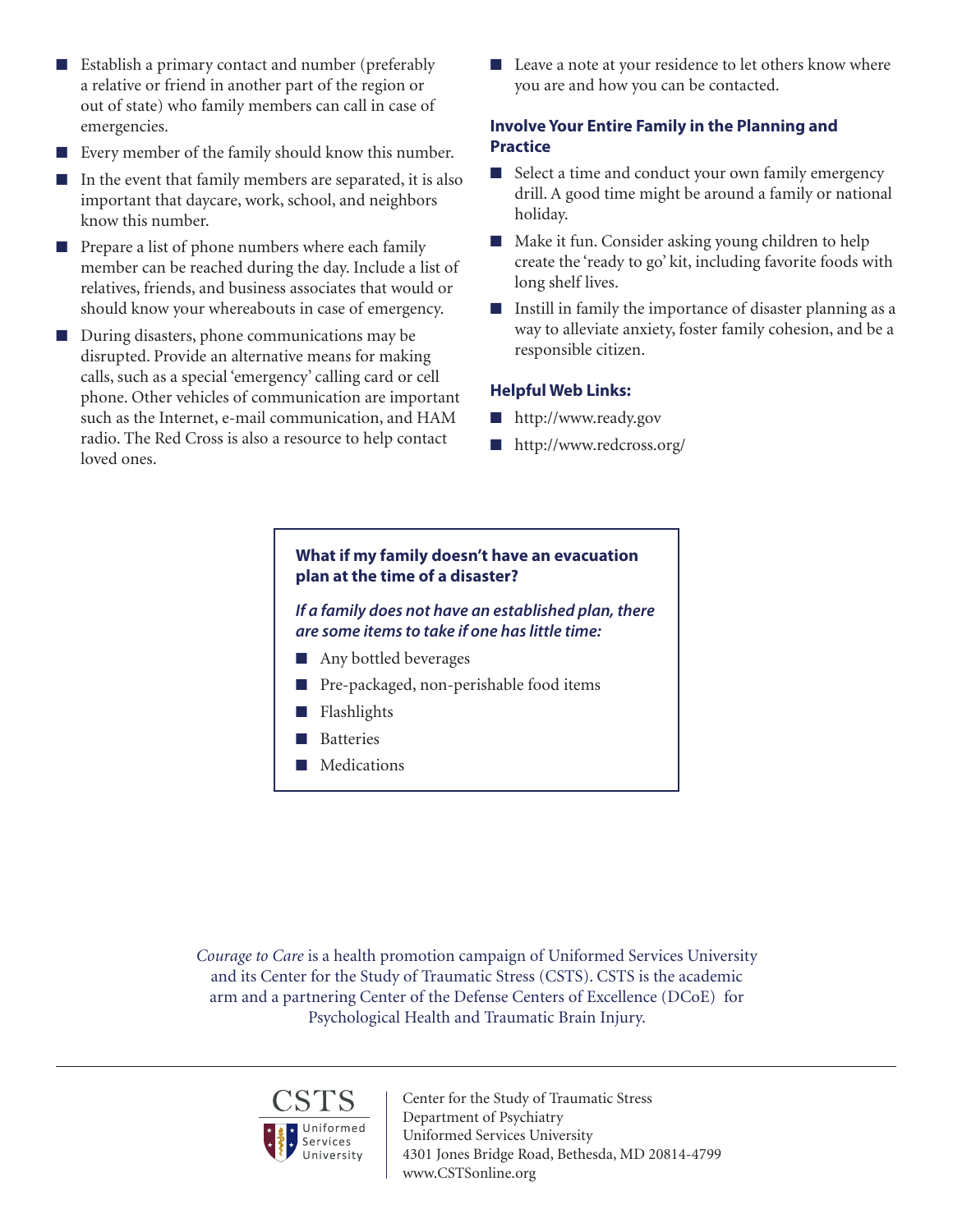- Establish a primary contact and number (preferably a relative or friend in another part of the region or out of state) who family members can call in case of emergencies.
- Every member of the family should know this number.
- In the event that family members are separated, it is also important that daycare, work, school, and neighbors know this number.
- Prepare a list of phone numbers where each family member can be reached during the day. Include a list of relatives, friends, and business associates that would or should know your whereabouts in case of emergency.
- During disasters, phone communications may be disrupted. Provide an alternative means for making calls, such as a special 'emergency' calling card or cell phone. Other vehicles of communication are important such as the Internet, e-mail communication, and HAM radio. The Red Cross is also a resource to help contact loved ones.
- Leave a note at your residence to let others know where you are and how you can be contacted.

### Involve Your Entire Family in the Planning and Practice

- Select a time and conduct your own family emergency drill. A good time might be around a family or national holiday.
- Make it fun. Consider asking young children to help create the 'ready to go' kit, including favorite foods with long shelf lives.
- Instill in family the importance of disaster planning as a way to alleviate anxiety, foster family cohesion, and be a responsible citizen.

### Helpful Web Links:

- http://www.ready.gov
- http://www.redcross.org/

### What if my family doesn't have an evacuation plan at the time of a disaster?

***If a family does not have an established plan, there are some items to take if one has little time:***

- Any bottled beverages
- Pre-packaged, non-perishable food items
- Flashlights
- Batteries
- Medications

*Courage to Care* is a health promotion campaign of Uniformed Services University and its Center for the Study of Traumatic Stress (CSTS). CSTS is the academic arm and a partnering Center of the Defense Centers of Excellence (DCoE) for Psychological Health and Traumatic Brain Injury.

CSTS Uniformed Services University

Center for the Study of Traumatic Stress
Department of Psychiatry
Uniformed Services University
4301 Jones Bridge Road, Bethesda, MD 20814-4799
www.CSTSonline.org